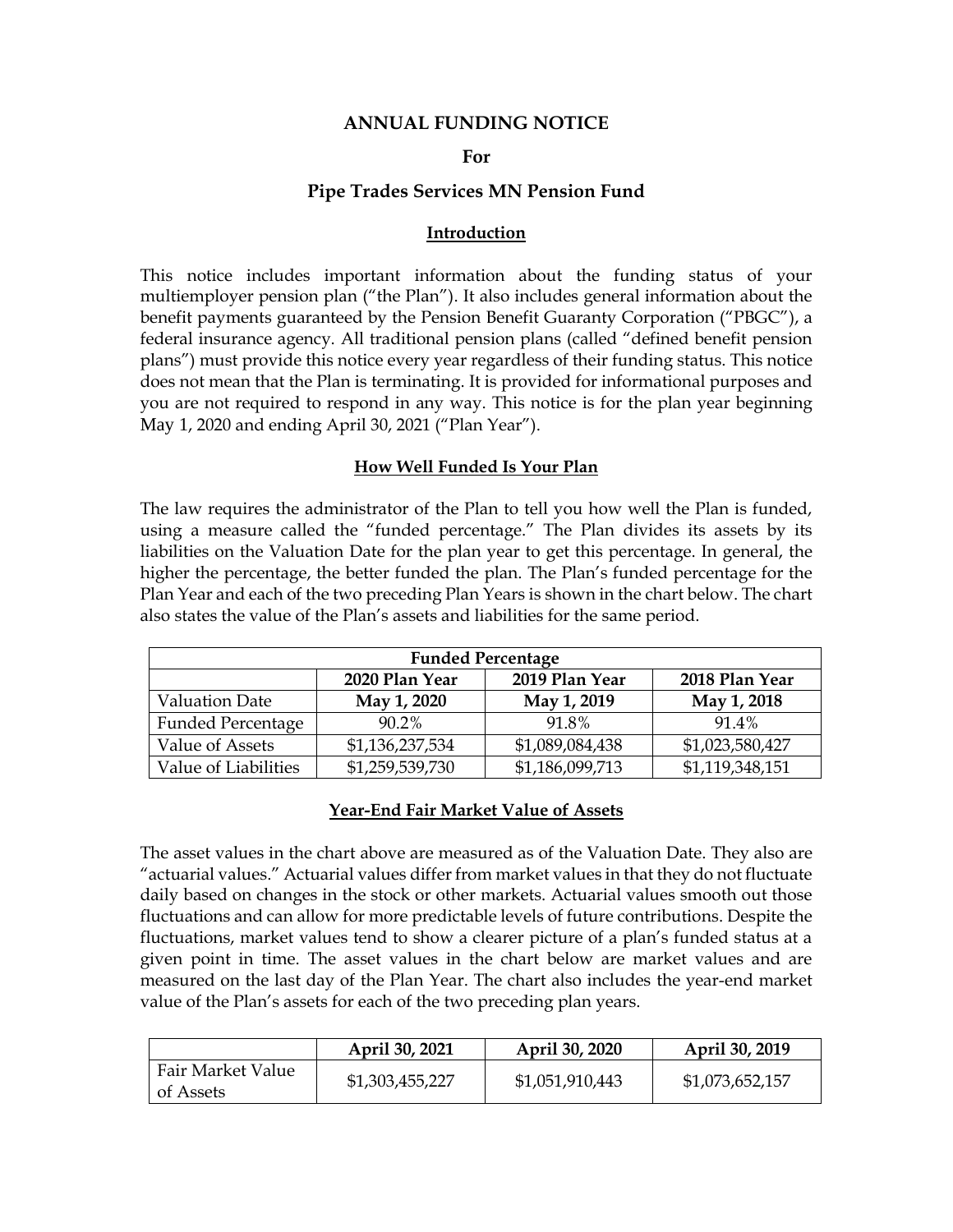# ANNUAL FUNDING NOTICE

## For

## Pipe Trades Services MN Pension Fund

### Introduction

This notice includes important information about the funding status of your multiemployer pension plan ("the Plan"). It also includes general information about the benefit payments guaranteed by the Pension Benefit Guaranty Corporation ("PBGC"), a federal insurance agency. All traditional pension plans (called "defined benefit pension plans") must provide this notice every year regardless of their funding status. This notice does not mean that the Plan is terminating. It is provided for informational purposes and you are not required to respond in any way. This notice is for the plan year beginning May 1, 2020 and ending April 30, 2021 ("Plan Year").

### How Well Funded Is Your Plan

The law requires the administrator of the Plan to tell you how well the Plan is funded, using a measure called the "funded percentage." The Plan divides its assets by its liabilities on the Valuation Date for the plan year to get this percentage. In general, the higher the percentage, the better funded the plan. The Plan's funded percentage for the Plan Year and each of the two preceding Plan Years is shown in the chart below. The chart also states the value of the Plan's assets and liabilities for the same period.

| Funded Percentage | | | |
|---|---|---|---|
| | **2020 Plan Year** | **2019 Plan Year** | **2018 Plan Year** |
| Valuation Date | **May 1, 2020** | **May 1, 2019** | **May 1, 2018** |
| Funded Percentage | 90.2% | 91.8% | 91.4% |
| Value of Assets | $1,136,237,534 | $1,089,084,438 | $1,023,580,427 |
| Value of Liabilities | $1,259,539,730 | $1,186,099,713 | $1,119,348,151 |

### Year-End Fair Market Value of Assets

The asset values in the chart above are measured as of the Valuation Date. They also are "actuarial values." Actuarial values differ from market values in that they do not fluctuate daily based on changes in the stock or other markets. Actuarial values smooth out those fluctuations and can allow for more predictable levels of future contributions. Despite the fluctuations, market values tend to show a clearer picture of a plan's funded status at a given point in time. The asset values in the chart below are market values and are measured on the last day of the Plan Year. The chart also includes the year-end market value of the Plan's assets for each of the two preceding plan years.

| | **April 30, 2021** | **April 30, 2020** | **April 30, 2019** |
|---|---|---|---|
| Fair Market Value of Assets | $1,303,455,227 | $1,051,910,443 | $1,073,652,157 |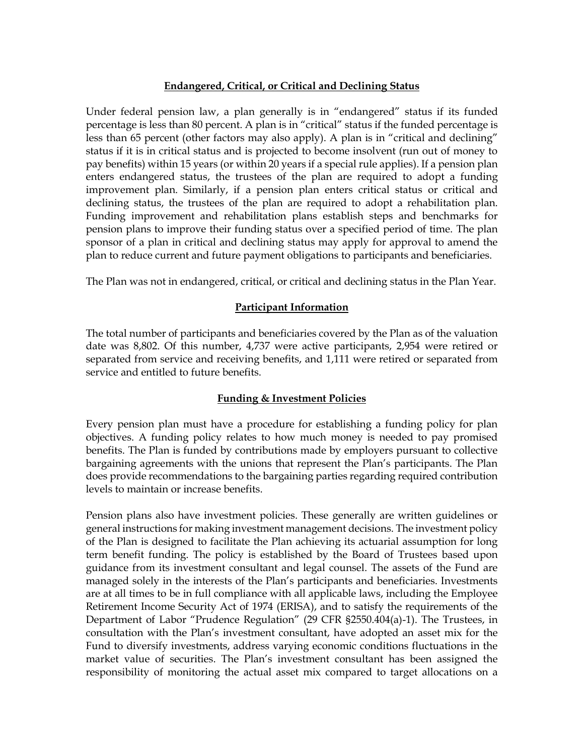## Endangered, Critical, or Critical and Declining Status

Under federal pension law, a plan generally is in "endangered" status if its funded percentage is less than 80 percent. A plan is in "critical" status if the funded percentage is less than 65 percent (other factors may also apply). A plan is in "critical and declining" status if it is in critical status and is projected to become insolvent (run out of money to pay benefits) within 15 years (or within 20 years if a special rule applies). If a pension plan enters endangered status, the trustees of the plan are required to adopt a funding improvement plan. Similarly, if a pension plan enters critical status or critical and declining status, the trustees of the plan are required to adopt a rehabilitation plan. Funding improvement and rehabilitation plans establish steps and benchmarks for pension plans to improve their funding status over a specified period of time. The plan sponsor of a plan in critical and declining status may apply for approval to amend the plan to reduce current and future payment obligations to participants and beneficiaries.

The Plan was not in endangered, critical, or critical and declining status in the Plan Year.

## Participant Information

The total number of participants and beneficiaries covered by the Plan as of the valuation date was 8,802. Of this number, 4,737 were active participants, 2,954 were retired or separated from service and receiving benefits, and 1,111 were retired or separated from service and entitled to future benefits.

## Funding & Investment Policies

Every pension plan must have a procedure for establishing a funding policy for plan objectives. A funding policy relates to how much money is needed to pay promised benefits. The Plan is funded by contributions made by employers pursuant to collective bargaining agreements with the unions that represent the Plan's participants. The Plan does provide recommendations to the bargaining parties regarding required contribution levels to maintain or increase benefits.

Pension plans also have investment policies. These generally are written guidelines or general instructions for making investment management decisions. The investment policy of the Plan is designed to facilitate the Plan achieving its actuarial assumption for long term benefit funding. The policy is established by the Board of Trustees based upon guidance from its investment consultant and legal counsel. The assets of the Fund are managed solely in the interests of the Plan's participants and beneficiaries. Investments are at all times to be in full compliance with all applicable laws, including the Employee Retirement Income Security Act of 1974 (ERISA), and to satisfy the requirements of the Department of Labor "Prudence Regulation" (29 CFR §2550.404(a)-1). The Trustees, in consultation with the Plan's investment consultant, have adopted an asset mix for the Fund to diversify investments, address varying economic conditions fluctuations in the market value of securities. The Plan's investment consultant has been assigned the responsibility of monitoring the actual asset mix compared to target allocations on a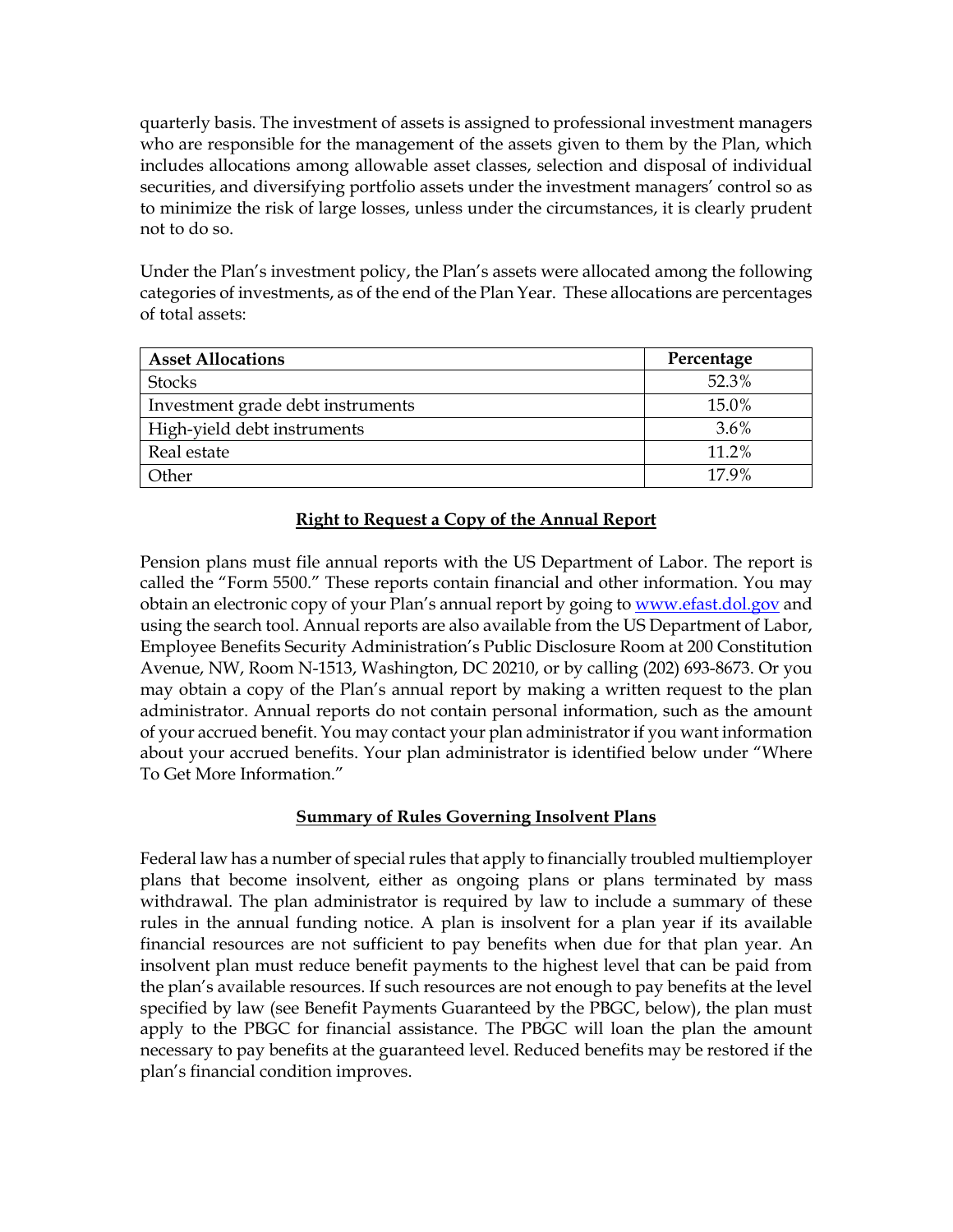quarterly basis. The investment of assets is assigned to professional investment managers who are responsible for the management of the assets given to them by the Plan, which includes allocations among allowable asset classes, selection and disposal of individual securities, and diversifying portfolio assets under the investment managers' control so as to minimize the risk of large losses, unless under the circumstances, it is clearly prudent not to do so.

Under the Plan's investment policy, the Plan's assets were allocated among the following categories of investments, as of the end of the Plan Year. These allocations are percentages of total assets:

| Asset Allocations | Percentage |
| --- | --- |
| Stocks | 52.3% |
| Investment grade debt instruments | 15.0% |
| High-yield debt instruments | 3.6% |
| Real estate | 11.2% |
| Other | 17.9% |

## Right to Request a Copy of the Annual Report

Pension plans must file annual reports with the US Department of Labor. The report is called the "Form 5500." These reports contain financial and other information. You may obtain an electronic copy of your Plan's annual report by going to www.efast.dol.gov and using the search tool. Annual reports are also available from the US Department of Labor, Employee Benefits Security Administration's Public Disclosure Room at 200 Constitution Avenue, NW, Room N-1513, Washington, DC 20210, or by calling (202) 693-8673. Or you may obtain a copy of the Plan's annual report by making a written request to the plan administrator. Annual reports do not contain personal information, such as the amount of your accrued benefit. You may contact your plan administrator if you want information about your accrued benefits. Your plan administrator is identified below under "Where To Get More Information."

## Summary of Rules Governing Insolvent Plans

Federal law has a number of special rules that apply to financially troubled multiemployer plans that become insolvent, either as ongoing plans or plans terminated by mass withdrawal. The plan administrator is required by law to include a summary of these rules in the annual funding notice. A plan is insolvent for a plan year if its available financial resources are not sufficient to pay benefits when due for that plan year. An insolvent plan must reduce benefit payments to the highest level that can be paid from the plan's available resources. If such resources are not enough to pay benefits at the level specified by law (see Benefit Payments Guaranteed by the PBGC, below), the plan must apply to the PBGC for financial assistance. The PBGC will loan the plan the amount necessary to pay benefits at the guaranteed level. Reduced benefits may be restored if the plan's financial condition improves.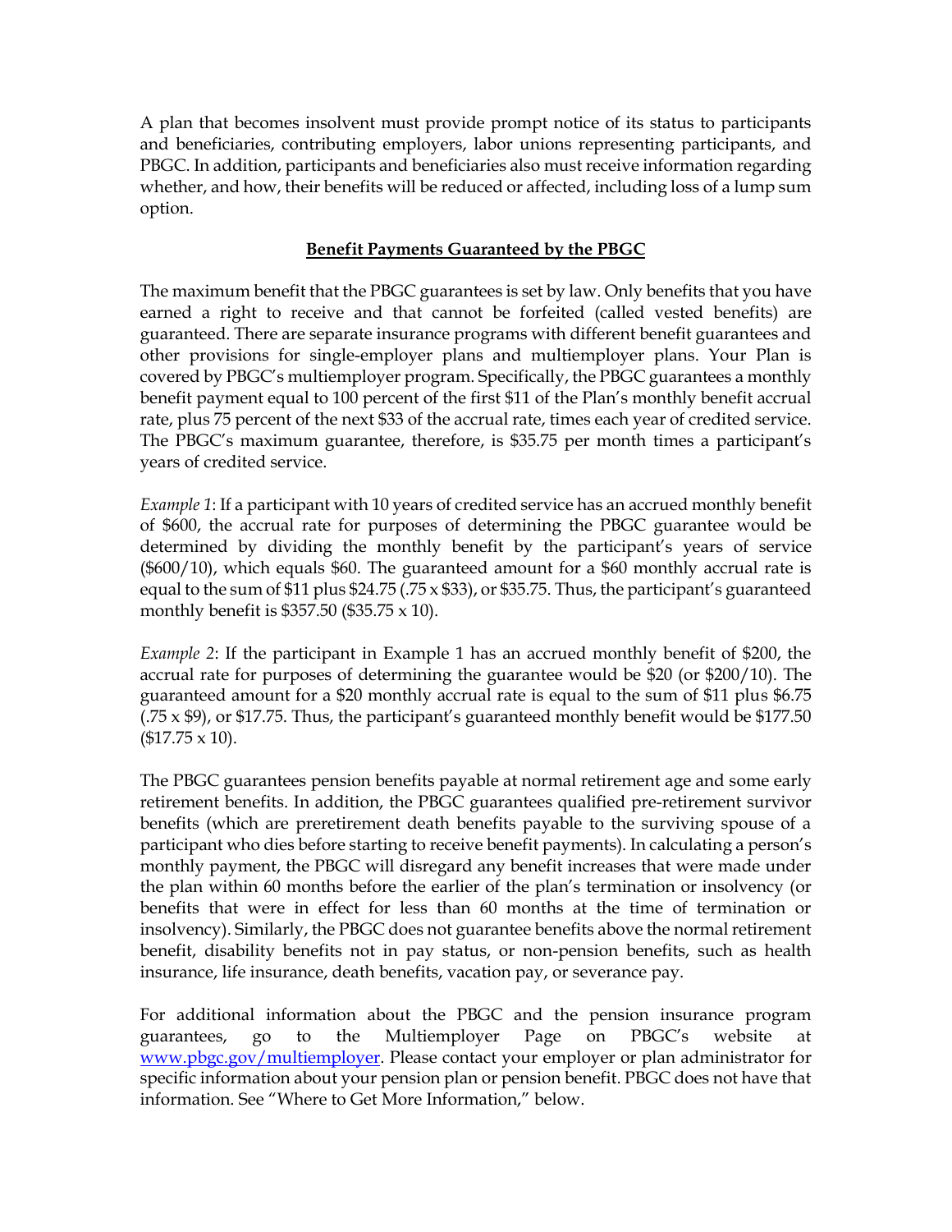A plan that becomes insolvent must provide prompt notice of its status to participants and beneficiaries, contributing employers, labor unions representing participants, and PBGC. In addition, participants and beneficiaries also must receive information regarding whether, and how, their benefits will be reduced or affected, including loss of a lump sum option.

## Benefit Payments Guaranteed by the PBGC

The maximum benefit that the PBGC guarantees is set by law. Only benefits that you have earned a right to receive and that cannot be forfeited (called vested benefits) are guaranteed. There are separate insurance programs with different benefit guarantees and other provisions for single-employer plans and multiemployer plans. Your Plan is covered by PBGC's multiemployer program. Specifically, the PBGC guarantees a monthly benefit payment equal to 100 percent of the first $11 of the Plan's monthly benefit accrual rate, plus 75 percent of the next $33 of the accrual rate, times each year of credited service. The PBGC's maximum guarantee, therefore, is $35.75 per month times a participant's years of credited service.

*Example 1*: If a participant with 10 years of credited service has an accrued monthly benefit of $600, the accrual rate for purposes of determining the PBGC guarantee would be determined by dividing the monthly benefit by the participant's years of service ($600/10), which equals $60. The guaranteed amount for a $60 monthly accrual rate is equal to the sum of $11 plus $24.75 (.75 x $33), or $35.75. Thus, the participant's guaranteed monthly benefit is $357.50 ($35.75 x 10).

*Example 2*: If the participant in Example 1 has an accrued monthly benefit of $200, the accrual rate for purposes of determining the guarantee would be $20 (or $200/10). The guaranteed amount for a $20 monthly accrual rate is equal to the sum of $11 plus $6.75 (.75 x $9), or $17.75. Thus, the participant's guaranteed monthly benefit would be $177.50 ($17.75 x 10).

The PBGC guarantees pension benefits payable at normal retirement age and some early retirement benefits. In addition, the PBGC guarantees qualified pre-retirement survivor benefits (which are preretirement death benefits payable to the surviving spouse of a participant who dies before starting to receive benefit payments). In calculating a person's monthly payment, the PBGC will disregard any benefit increases that were made under the plan within 60 months before the earlier of the plan's termination or insolvency (or benefits that were in effect for less than 60 months at the time of termination or insolvency). Similarly, the PBGC does not guarantee benefits above the normal retirement benefit, disability benefits not in pay status, or non-pension benefits, such as health insurance, life insurance, death benefits, vacation pay, or severance pay.

For additional information about the PBGC and the pension insurance program guarantees, go to the Multiemployer Page on PBGC's website at [www.pbgc.gov/multiemployer](www.pbgc.gov/multiemployer). Please contact your employer or plan administrator for specific information about your pension plan or pension benefit. PBGC does not have that information. See "Where to Get More Information," below.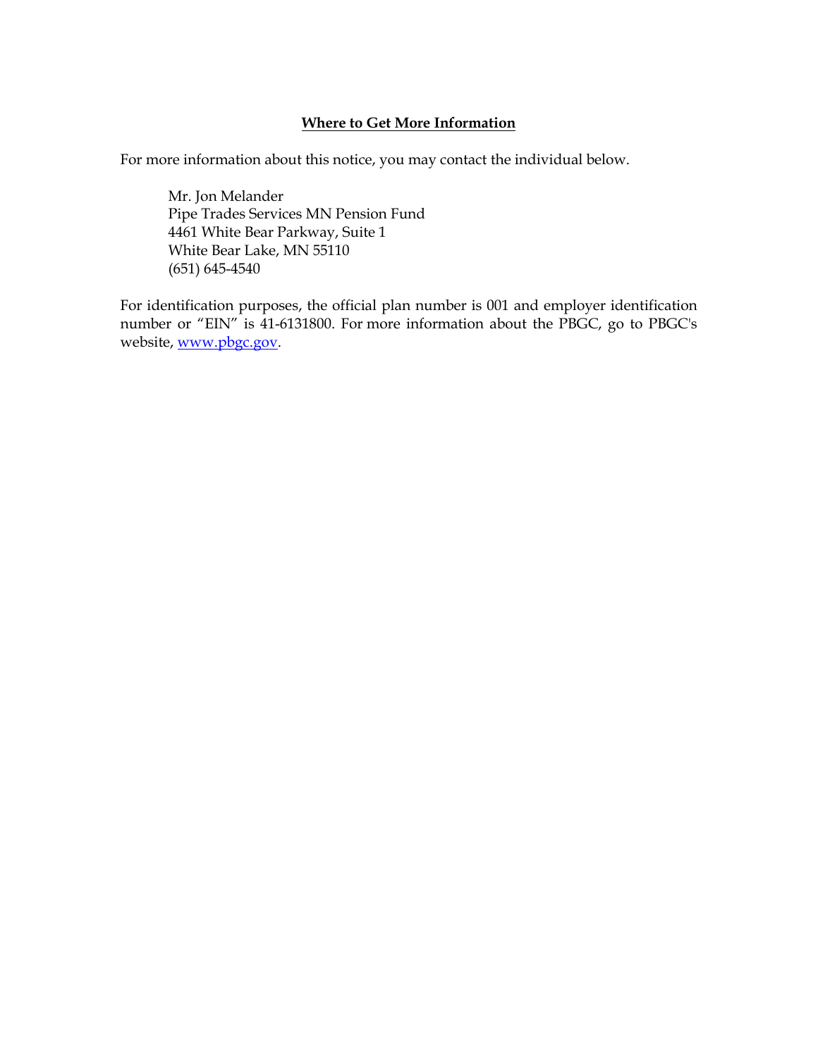## Where to Get More Information

For more information about this notice, you may contact the individual below.

Mr. Jon Melander
Pipe Trades Services MN Pension Fund
4461 White Bear Parkway, Suite 1
White Bear Lake, MN 55110
(651) 645-4540

For identification purposes, the official plan number is 001 and employer identification number or "EIN" is 41-6131800. For more information about the PBGC, go to PBGC's website, [www.pbgc.gov](http://www.pbgc.gov).